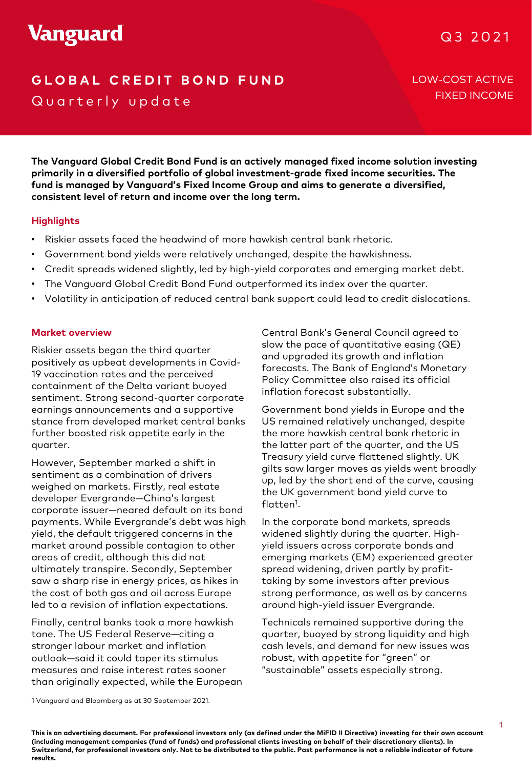Vanguard

Q3 2021

# GLOBAL CREDIT BOND FUND

Quarterly update

LOW-COST ACTIVE FIXED INCOME

**The Vanguard Global Credit Bond Fund is an actively managed fixed income solution investing primarily in a diversified portfolio of global investment-grade fixed income securities. The fund is managed by Vanguard's Fixed Income Group and aims to generate a diversified, consistent level of return and income over the long term.**

## Highlights

- Riskier assets faced the headwind of more hawkish central bank rhetoric.
- Government bond yields were relatively unchanged, despite the hawkishness.
- Credit spreads widened slightly, led by high-yield corporates and emerging market debt.
- The Vanguard Global Credit Bond Fund outperformed its index over the quarter.
- Volatility in anticipation of reduced central bank support could lead to credit dislocations.

## Market overview

Riskier assets began the third quarter positively as upbeat developments in Covid-19 vaccination rates and the perceived containment of the Delta variant buoyed sentiment. Strong second-quarter corporate earnings announcements and a supportive stance from developed market central banks further boosted risk appetite early in the quarter.

However, September marked a shift in sentiment as a combination of drivers weighed on markets. Firstly, real estate developer Evergrande—China's largest corporate issuer—neared default on its bond payments. While Evergrande's debt was high yield, the default triggered concerns in the market around possible contagion to other areas of credit, although this did not ultimately transpire. Secondly, September saw a sharp rise in energy prices, as hikes in the cost of both gas and oil across Europe led to a revision of inflation expectations.

Finally, central banks took a more hawkish tone. The US Federal Reserve—citing a stronger labour market and inflation outlook—said it could taper its stimulus measures and raise interest rates sooner than originally expected, while the European Central Bank's General Council agreed to slow the pace of quantitative easing (QE) and upgraded its growth and inflation forecasts. The Bank of England's Monetary Policy Committee also raised its official inflation forecast substantially.

Government bond yields in Europe and the US remained relatively unchanged, despite the more hawkish central bank rhetoric in the latter part of the quarter, and the US Treasury yield curve flattened slightly. UK gilts saw larger moves as yields went broadly up, led by the short end of the curve, causing the UK government bond yield curve to flatten[1].

In the corporate bond markets, spreads widened slightly during the quarter. High-yield issuers across corporate bonds and emerging markets (EM) experienced greater spread widening, driven partly by profit-taking by some investors after previous strong performance, as well as by concerns around high-yield issuer Evergrande.

Technicals remained supportive during the quarter, buoyed by strong liquidity and high cash levels, and demand for new issues was robust, with appetite for "green" or "sustainable" assets especially strong.

1 Vanguard and Bloomberg as at 30 September 2021.

**This is an advertising document. For professional investors only (as defined under the MiFID II Directive) investing for their own account (including management companies (fund of funds) and professional clients investing on behalf of their discretionary clients). In Switzerland, for professional investors only. Not to be distributed to the public. Past performance is not a reliable indicator of future results.**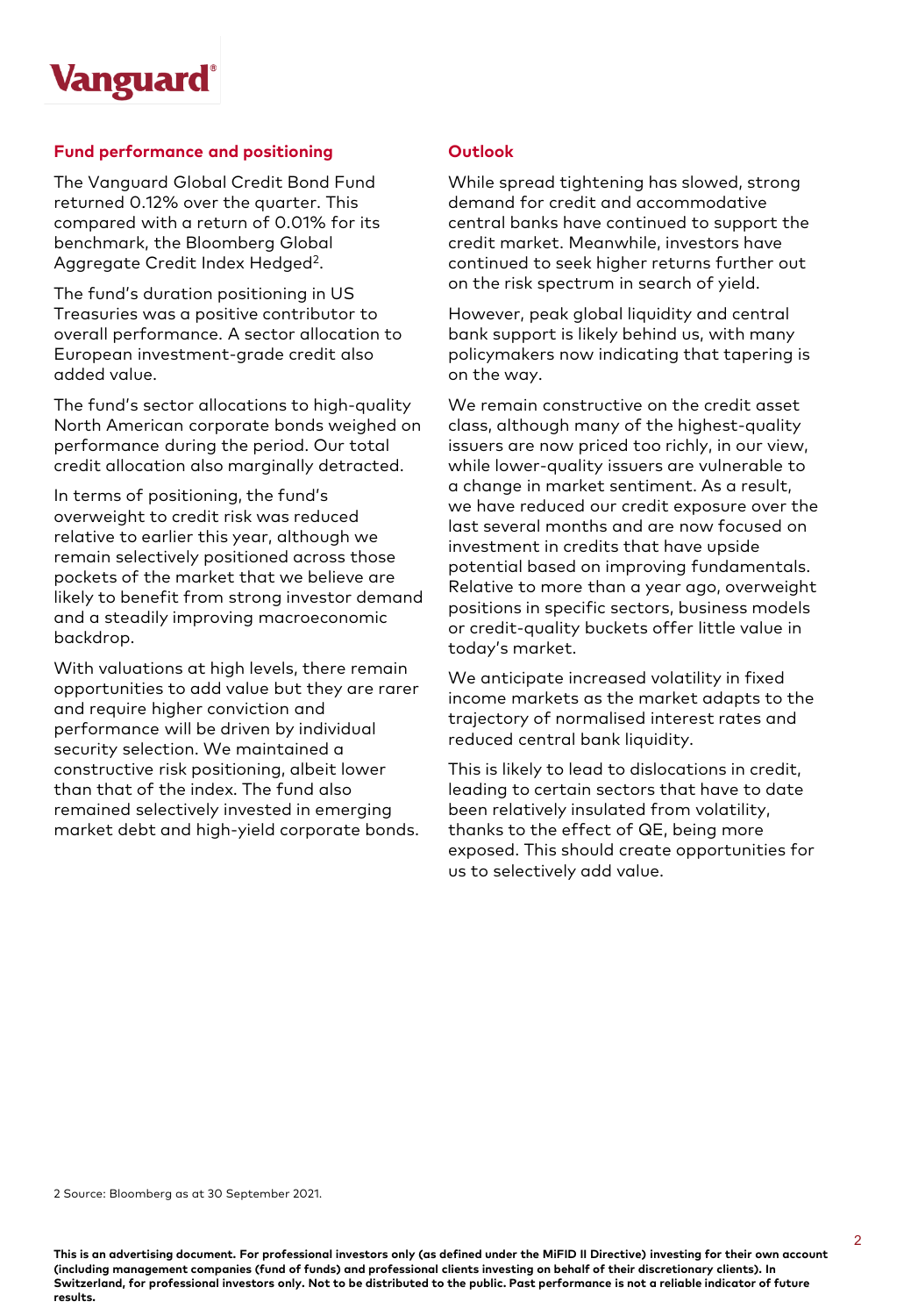## Fund performance and positioning

The Vanguard Global Credit Bond Fund returned 0.12% over the quarter. This compared with a return of 0.01% for its benchmark, the Bloomberg Global Aggregate Credit Index Hedged[2].

The fund's duration positioning in US Treasuries was a positive contributor to overall performance. A sector allocation to European investment-grade credit also added value.

The fund's sector allocations to high-quality North American corporate bonds weighed on performance during the period. Our total credit allocation also marginally detracted.

In terms of positioning, the fund's overweight to credit risk was reduced relative to earlier this year, although we remain selectively positioned across those pockets of the market that we believe are likely to benefit from strong investor demand and a steadily improving macroeconomic backdrop.

With valuations at high levels, there remain opportunities to add value but they are rarer and require higher conviction and performance will be driven by individual security selection. We maintained a constructive risk positioning, albeit lower than that of the index. The fund also remained selectively invested in emerging market debt and high-yield corporate bonds.

## Outlook

While spread tightening has slowed, strong demand for credit and accommodative central banks have continued to support the credit market. Meanwhile, investors have continued to seek higher returns further out on the risk spectrum in search of yield.

However, peak global liquidity and central bank support is likely behind us, with many policymakers now indicating that tapering is on the way.

We remain constructive on the credit asset class, although many of the highest-quality issuers are now priced too richly, in our view, while lower-quality issuers are vulnerable to a change in market sentiment. As a result, we have reduced our credit exposure over the last several months and are now focused on investment in credits that have upside potential based on improving fundamentals. Relative to more than a year ago, overweight positions in specific sectors, business models or credit-quality buckets offer little value in today's market.

We anticipate increased volatility in fixed income markets as the market adapts to the trajectory of normalised interest rates and reduced central bank liquidity.

This is likely to lead to dislocations in credit, leading to certain sectors that have to date been relatively insulated from volatility, thanks to the effect of QE, being more exposed. This should create opportunities for us to selectively add value.

2 Source: Bloomberg as at 30 September 2021.

**This is an advertising document. For professional investors only (as defined under the MiFID II Directive) investing for their own account (including management companies (fund of funds) and professional clients investing on behalf of their discretionary clients). In Switzerland, for professional investors only. Not to be distributed to the public. Past performance is not a reliable indicator of future results.**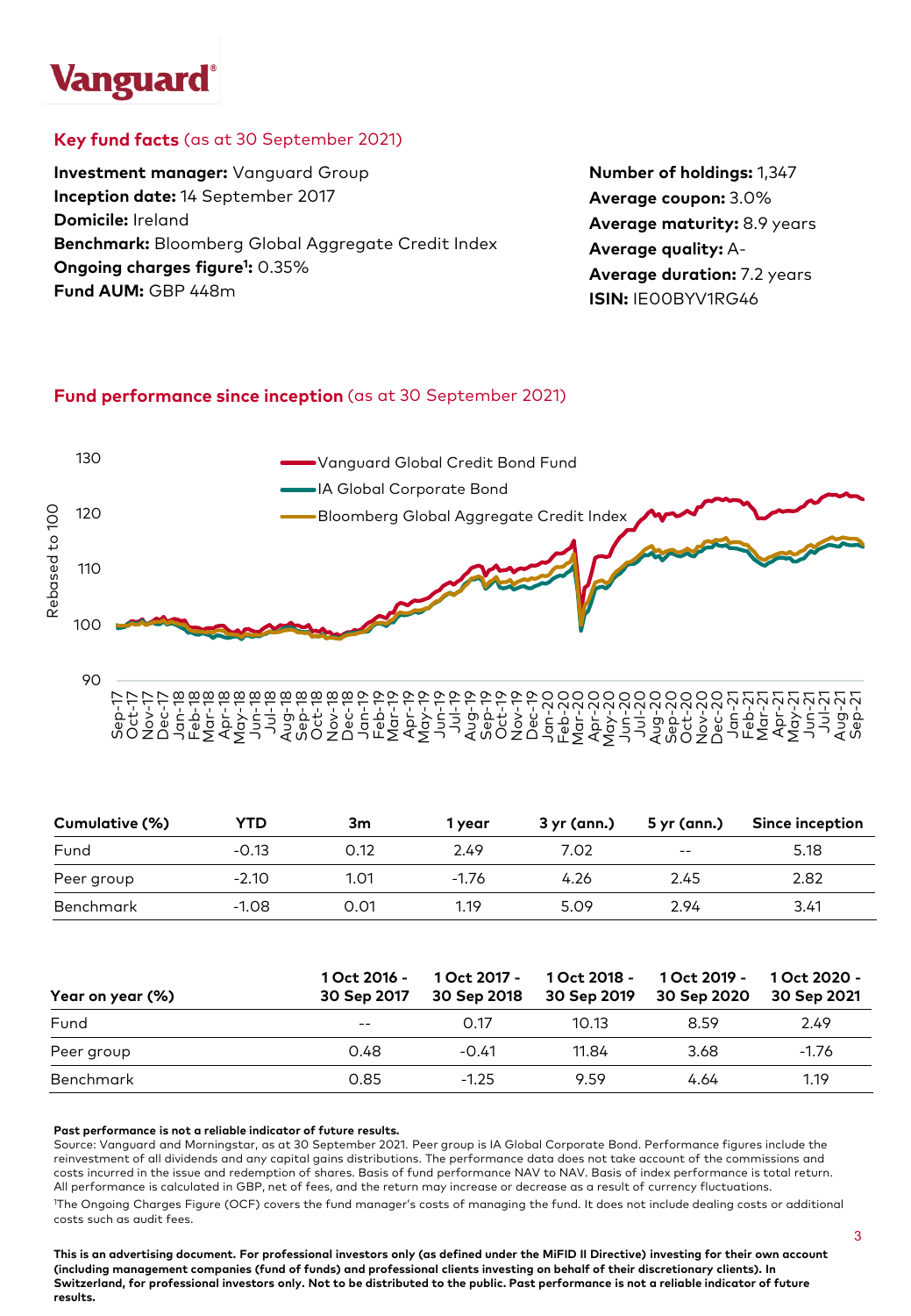## Key fund facts (as at 30 September 2021)

**Investment manager:** Vanguard Group
**Inception date:** 14 September 2017
**Domicile:** Ireland
**Benchmark:** Bloomberg Global Aggregate Credit Index
**Ongoing charges figure[1]:** 0.35%
**Fund AUM:** GBP 448m

**Number of holdings:** 1,347
**Average coupon:** 3.0%
**Average maturity:** 8.9 years
**Average quality:** A-
**Average duration:** 7.2 years
**ISIN:** IE00BYV1RG46

## Fund performance since inception (as at 30 September 2021)

| Cumulative (%) | YTD | 3m | 1 year | 3 yr (ann.) | 5 yr (ann.) | Since inception |
|---|---|---|---|---|---|---|
| Fund | -0.13 | 0.12 | 2.49 | 7.02 | -- | 5.18 |
| Peer group | -2.10 | 1.01 | -1.76 | 4.26 | 2.45 | 2.82 |
| Benchmark | -1.08 | 0.01 | 1.19 | 5.09 | 2.94 | 3.41 |

| Year on year (%) | 1 Oct 2016 - 30 Sep 2017 | 1 Oct 2017 - 30 Sep 2018 | 1 Oct 2018 - 30 Sep 2019 | 1 Oct 2019 - 30 Sep 2020 | 1 Oct 2020 - 30 Sep 2021 |
|---|---|---|---|---|---|
| Fund | -- | 0.17 | 10.13 | 8.59 | 2.49 |
| Peer group | 0.48 | -0.41 | 11.84 | 3.68 | -1.76 |
| Benchmark | 0.85 | -1.25 | 9.59 | 4.64 | 1.19 |

**Past performance is not a reliable indicator of future results.**

Source: Vanguard and Morningstar, as at 30 September 2021. Peer group is IA Global Corporate Bond. Performance figures include the reinvestment of all dividends and any capital gains distributions. The performance data does not take account of the commissions and costs incurred in the issue and redemption of shares. Basis of fund performance NAV to NAV. Basis of index performance is total return. All performance is calculated in GBP, net of fees, and the return may increase or decrease as a result of currency fluctuations.

[1]The Ongoing Charges Figure (OCF) covers the fund manager's costs of managing the fund. It does not include dealing costs or additional costs such as audit fees.

**This is an advertising document. For professional investors only (as defined under the MiFID II Directive) investing for their own account (including management companies (fund of funds) and professional clients investing on behalf of their discretionary clients). In Switzerland, for professional investors only. Not to be distributed to the public. Past performance is not a reliable indicator of future results.**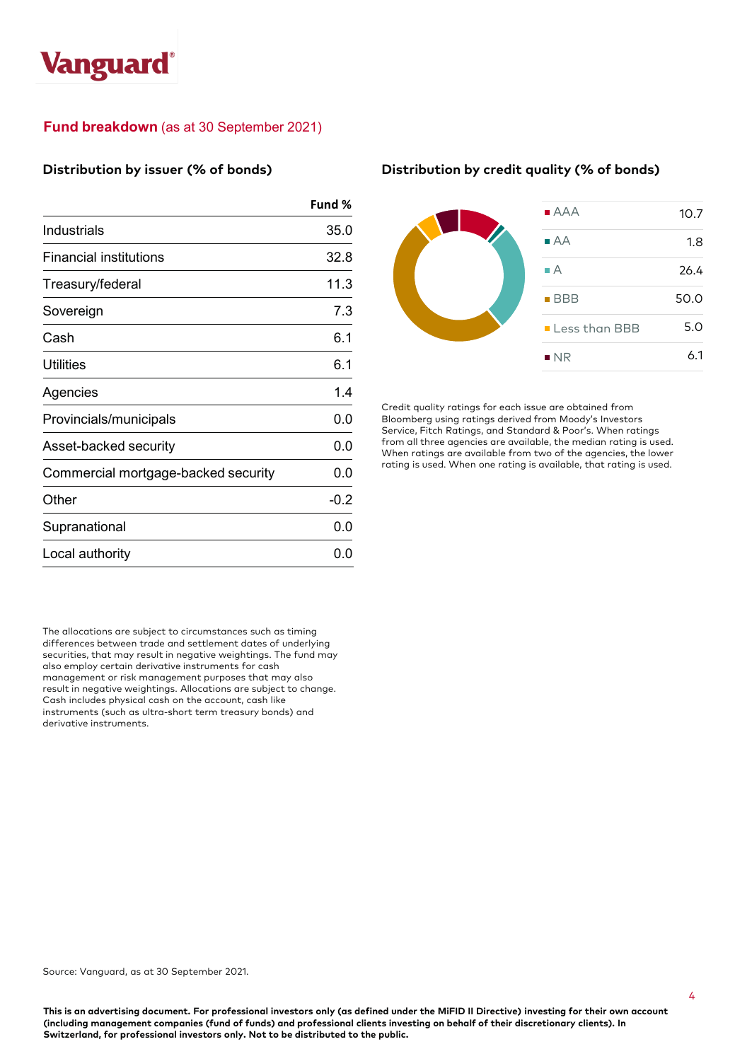## **Fund breakdown** (as at 30 September 2021)

### Distribution by issuer (% of bonds)

| | Fund % |
|---|---|
| Industrials | 35.0 |
| Financial institutions | 32.8 |
| Treasury/federal | 11.3 |
| Sovereign | 7.3 |
| Cash | 6.1 |
| Utilities | 6.1 |
| Agencies | 1.4 |
| Provincials/municipals | 0.0 |
| Asset-backed security | 0.0 |
| Commercial mortgage-backed security | 0.0 |
| Other | -0.2 |
| Supranational | 0.0 |
| Local authority | 0.0 |

The allocations are subject to circumstances such as timing differences between trade and settlement dates of underlying securities, that may result in negative weightings. The fund may also employ certain derivative instruments for cash management or risk management purposes that may also result in negative weightings. Allocations are subject to change. Cash includes physical cash on the account, cash like instruments (such as ultra-short term treasury bonds) and derivative instruments.

### Distribution by credit quality (% of bonds)

| Rating | % |
|---|---|
| AAA | 10.7 |
| AA | 1.8 |
| A | 26.4 |
| BBB | 50.0 |
| Less than BBB | 5.0 |
| NR | 6.1 |

Credit quality ratings for each issue are obtained from Bloomberg using ratings derived from Moody's Investors Service, Fitch Ratings, and Standard & Poor's. When ratings from all three agencies are available, the median rating is used. When ratings are available from two of the agencies, the lower rating is used. When one rating is available, that rating is used.

Source: Vanguard, as at 30 September 2021.

**This is an advertising document. For professional investors only (as defined under the MiFID II Directive) investing for their own account (including management companies (fund of funds) and professional clients investing on behalf of their discretionary clients). In Switzerland, for professional investors only. Not to be distributed to the public.**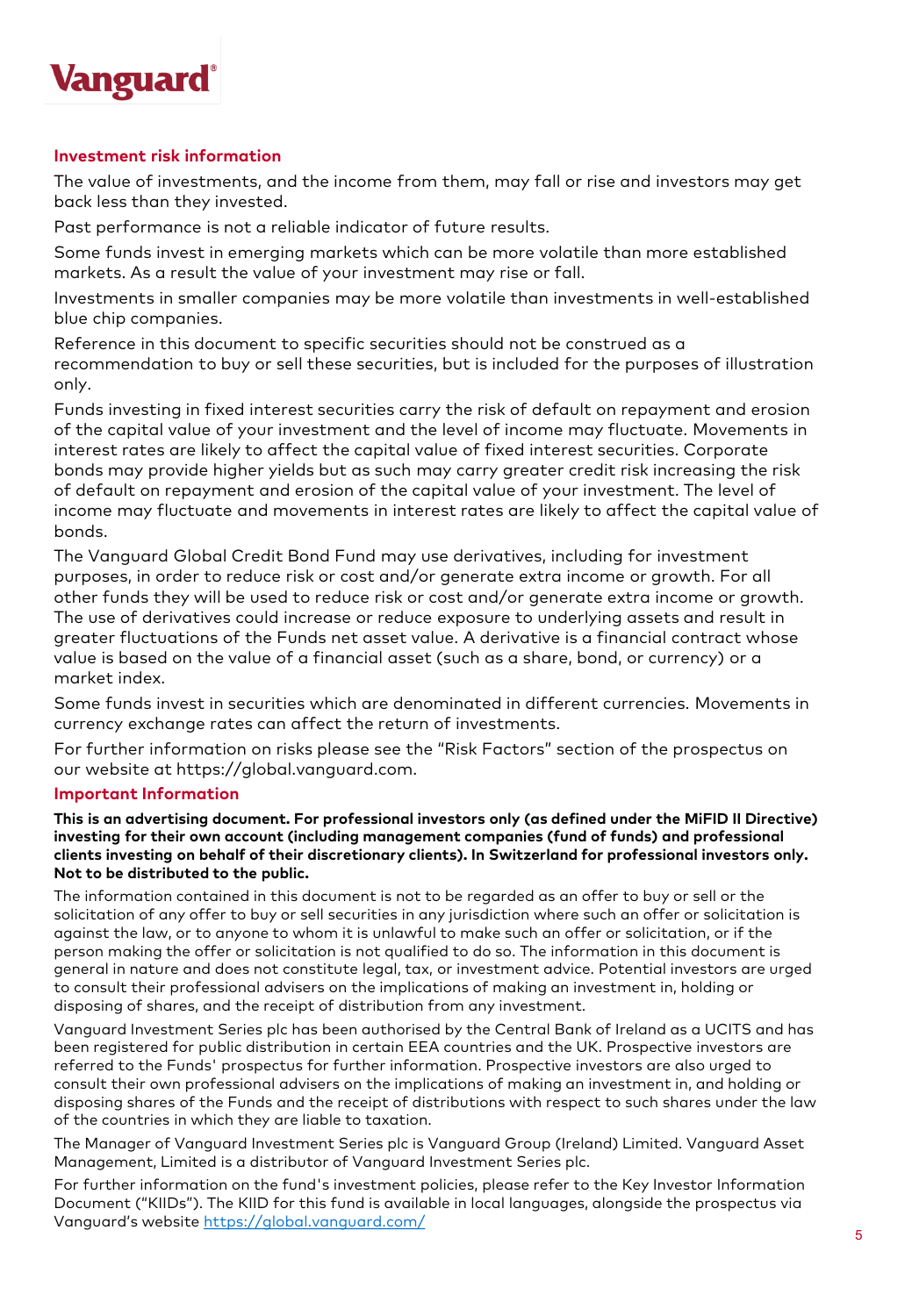## Investment risk information

The value of investments, and the income from them, may fall or rise and investors may get back less than they invested.

Past performance is not a reliable indicator of future results.

Some funds invest in emerging markets which can be more volatile than more established markets. As a result the value of your investment may rise or fall.

Investments in smaller companies may be more volatile than investments in well-established blue chip companies.

Reference in this document to specific securities should not be construed as a recommendation to buy or sell these securities, but is included for the purposes of illustration only.

Funds investing in fixed interest securities carry the risk of default on repayment and erosion of the capital value of your investment and the level of income may fluctuate. Movements in interest rates are likely to affect the capital value of fixed interest securities. Corporate bonds may provide higher yields but as such may carry greater credit risk increasing the risk of default on repayment and erosion of the capital value of your investment. The level of income may fluctuate and movements in interest rates are likely to affect the capital value of bonds.

The Vanguard Global Credit Bond Fund may use derivatives, including for investment purposes, in order to reduce risk or cost and/or generate extra income or growth. For all other funds they will be used to reduce risk or cost and/or generate extra income or growth. The use of derivatives could increase or reduce exposure to underlying assets and result in greater fluctuations of the Funds net asset value. A derivative is a financial contract whose value is based on the value of a financial asset (such as a share, bond, or currency) or a market index.

Some funds invest in securities which are denominated in different currencies. Movements in currency exchange rates can affect the return of investments.

For further information on risks please see the "Risk Factors" section of the prospectus on our website at https://global.vanguard.com.

## Important Information

**This is an advertising document. For professional investors only (as defined under the MiFID II Directive) investing for their own account (including management companies (fund of funds) and professional clients investing on behalf of their discretionary clients). In Switzerland for professional investors only. Not to be distributed to the public.**

The information contained in this document is not to be regarded as an offer to buy or sell or the solicitation of any offer to buy or sell securities in any jurisdiction where such an offer or solicitation is against the law, or to anyone to whom it is unlawful to make such an offer or solicitation, or if the person making the offer or solicitation is not qualified to do so. The information in this document is general in nature and does not constitute legal, tax, or investment advice. Potential investors are urged to consult their professional advisers on the implications of making an investment in, holding or disposing of shares, and the receipt of distribution from any investment.

Vanguard Investment Series plc has been authorised by the Central Bank of Ireland as a UCITS and has been registered for public distribution in certain EEA countries and the UK. Prospective investors are referred to the Funds' prospectus for further information. Prospective investors are also urged to consult their own professional advisers on the implications of making an investment in, and holding or disposing shares of the Funds and the receipt of distributions with respect to such shares under the law of the countries in which they are liable to taxation.

The Manager of Vanguard Investment Series plc is Vanguard Group (Ireland) Limited. Vanguard Asset Management, Limited is a distributor of Vanguard Investment Series plc.

For further information on the fund's investment policies, please refer to the Key Investor Information Document ("KIIDs"). The KIID for this fund is available in local languages, alongside the prospectus via Vanguard's website https://global.vanguard.com/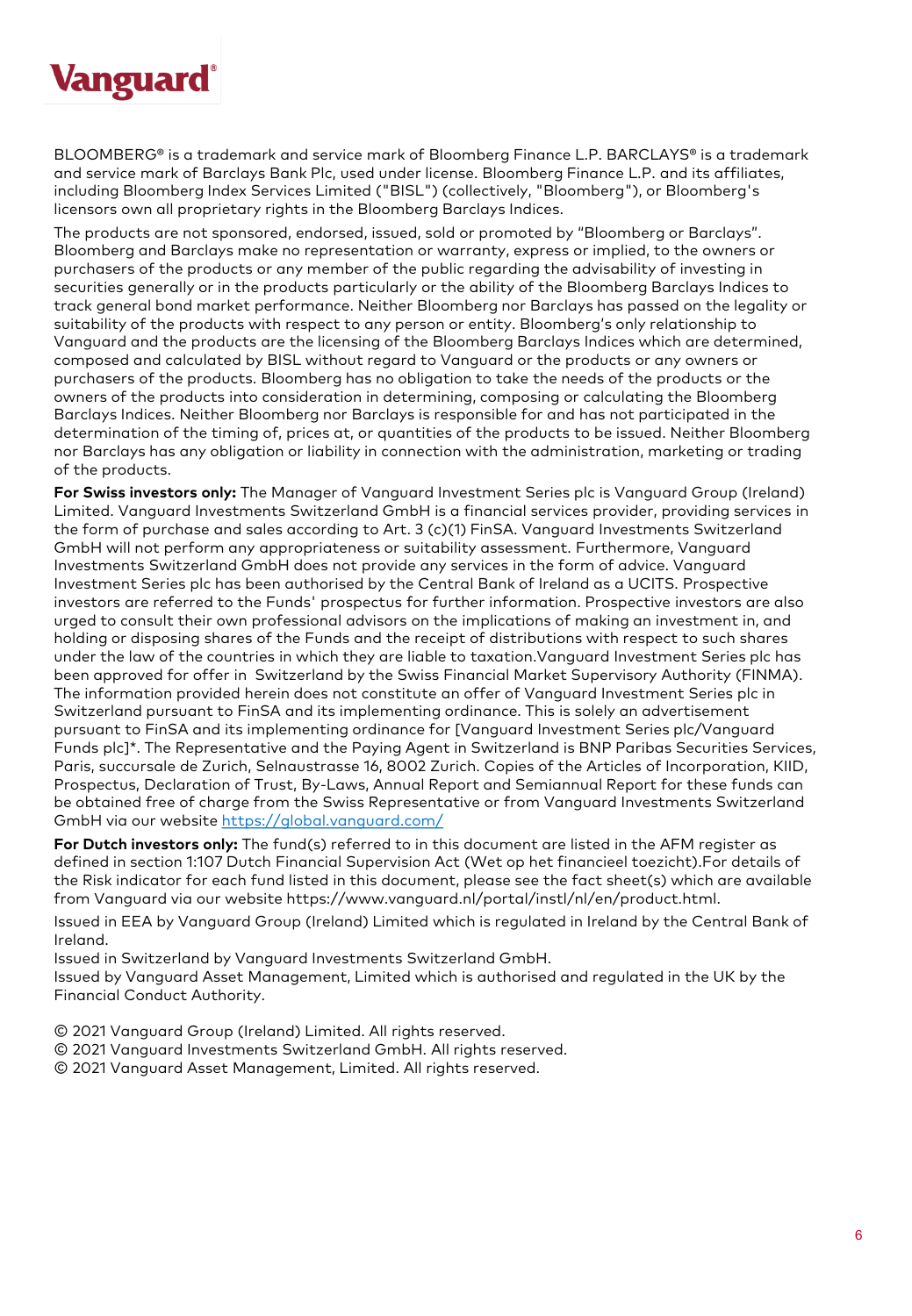BLOOMBERG® is a trademark and service mark of Bloomberg Finance L.P. BARCLAYS® is a trademark and service mark of Barclays Bank Plc, used under license. Bloomberg Finance L.P. and its affiliates, including Bloomberg Index Services Limited ("BISL") (collectively, "Bloomberg"), or Bloomberg's licensors own all proprietary rights in the Bloomberg Barclays Indices.

The products are not sponsored, endorsed, issued, sold or promoted by "Bloomberg or Barclays". Bloomberg and Barclays make no representation or warranty, express or implied, to the owners or purchasers of the products or any member of the public regarding the advisability of investing in securities generally or in the products particularly or the ability of the Bloomberg Barclays Indices to track general bond market performance. Neither Bloomberg nor Barclays has passed on the legality or suitability of the products with respect to any person or entity. Bloomberg's only relationship to Vanguard and the products are the licensing of the Bloomberg Barclays Indices which are determined, composed and calculated by BISL without regard to Vanguard or the products or any owners or purchasers of the products. Bloomberg has no obligation to take the needs of the products or the owners of the products into consideration in determining, composing or calculating the Bloomberg Barclays Indices. Neither Bloomberg nor Barclays is responsible for and has not participated in the determination of the timing of, prices at, or quantities of the products to be issued. Neither Bloomberg nor Barclays has any obligation or liability in connection with the administration, marketing or trading of the products.

**For Swiss investors only:** The Manager of Vanguard Investment Series plc is Vanguard Group (Ireland) Limited. Vanguard Investments Switzerland GmbH is a financial services provider, providing services in the form of purchase and sales according to Art. 3 (c)(1) FinSA. Vanguard Investments Switzerland GmbH will not perform any appropriateness or suitability assessment. Furthermore, Vanguard Investments Switzerland GmbH does not provide any services in the form of advice. Vanguard Investment Series plc has been authorised by the Central Bank of Ireland as a UCITS. Prospective investors are referred to the Funds' prospectus for further information. Prospective investors are also urged to consult their own professional advisors on the implications of making an investment in, and holding or disposing shares of the Funds and the receipt of distributions with respect to such shares under the law of the countries in which they are liable to taxation.Vanguard Investment Series plc has been approved for offer in Switzerland by the Swiss Financial Market Supervisory Authority (FINMA). The information provided herein does not constitute an offer of Vanguard Investment Series plc in Switzerland pursuant to FinSA and its implementing ordinance. This is solely an advertisement pursuant to FinSA and its implementing ordinance for [Vanguard Investment Series plc/Vanguard Funds plc]*. The Representative and the Paying Agent in Switzerland is BNP Paribas Securities Services, Paris, succursale de Zurich, Selnaustrasse 16, 8002 Zurich. Copies of the Articles of Incorporation, KIID, Prospectus, Declaration of Trust, By-Laws, Annual Report and Semiannual Report for these funds can be obtained free of charge from the Swiss Representative or from Vanguard Investments Switzerland GmbH via our website https://global.vanguard.com/

**For Dutch investors only:** The fund(s) referred to in this document are listed in the AFM register as defined in section 1:107 Dutch Financial Supervision Act (Wet op het financieel toezicht).For details of the Risk indicator for each fund listed in this document, please see the fact sheet(s) which are available from Vanguard via our website https://www.vanguard.nl/portal/instl/nl/en/product.html.

Issued in EEA by Vanguard Group (Ireland) Limited which is regulated in Ireland by the Central Bank of Ireland.
Issued in Switzerland by Vanguard Investments Switzerland GmbH.
Issued by Vanguard Asset Management, Limited which is authorised and regulated in the UK by the Financial Conduct Authority.

© 2021 Vanguard Group (Ireland) Limited. All rights reserved.
© 2021 Vanguard Investments Switzerland GmbH. All rights reserved.
© 2021 Vanguard Asset Management, Limited. All rights reserved.